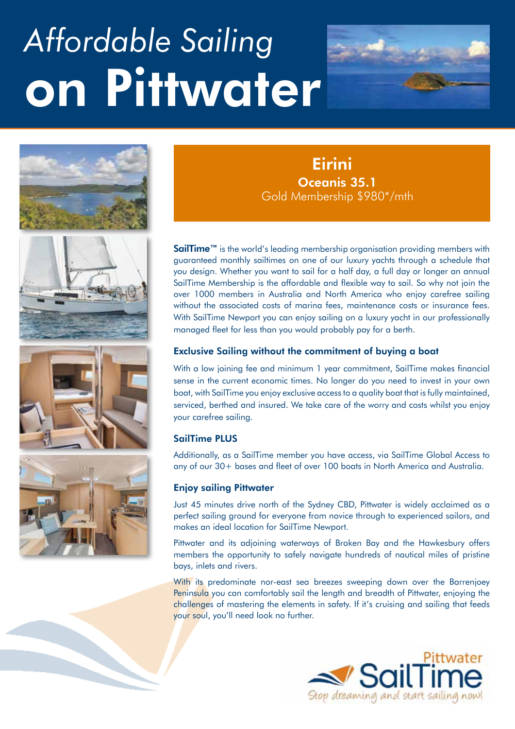# *Affordable Sailing* on Pittwater

## Eirini

**Oceanis 35.1**

Gold Membership $980*/mth

**SailTime™** is the world's leading membership organisation providing members with guaranteed monthly sailtimes on one of our luxury yachts through a schedule that you design. Whether you want to sail for a half day, a full day or longer an annual SailTime Membership is the affordable and flexible way to sail. So why not join the over 1000 members in Australia and North America who enjoy carefree sailing without the associated costs of marina fees, maintenance costs or insurance fees. With SailTime Newport you can enjoy sailing on a luxury yacht in our professionally managed fleet for less than you would probably pay for a berth.

### Exclusive Sailing without the commitment of buying a boat

With a low joining fee and minimum 1 year commitment, SailTime makes financial sense in the current economic times. No longer do you need to invest in your own boat, with SailTime you enjoy exclusive access to a quality boat that is fully maintained, serviced, berthed and insured. We take care of the worry and costs whilst you enjoy your carefree sailing.

### SailTime PLUS

Additionally, as a SailTime member you have access, via SailTime Global Access to any of our 30+ bases and fleet of over 100 boats in North America and Australia.

### Enjoy sailing Pittwater

Just 45 minutes drive north of the Sydney CBD, Pittwater is widely acclaimed as a perfect sailing ground for everyone from novice through to experienced sailors, and makes an ideal location for SailTime Newport.

Pittwater and its adjoining waterways of Broken Bay and the Hawkesbury offers members the opportunity to safely navigate hundreds of nautical miles of pristine bays, inlets and rivers.

With its predominate nor-east sea breezes sweeping down over the Barrenjoey Peninsula you can comfortably sail the length and breadth of Pittwater, enjoying the challenges of mastering the elements in safety. If it's cruising and sailing that feeds your soul, you'll need look no further.

Pittwater SailTime

*Stop dreaming and start sailing now!*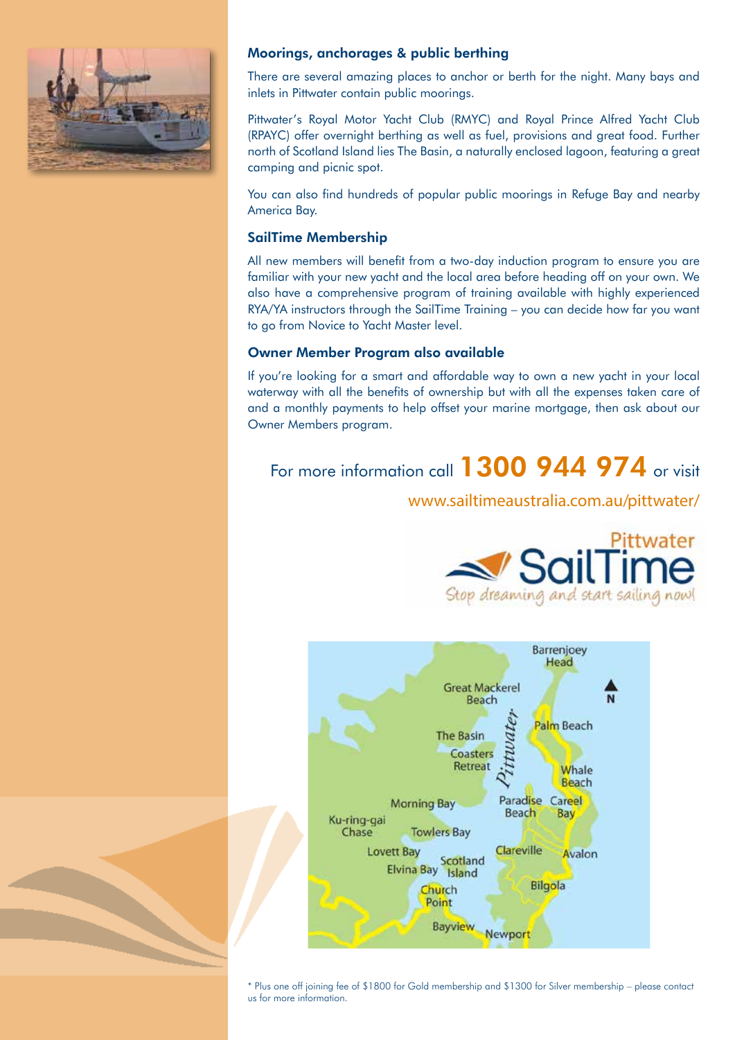## Moorings, anchorages & public berthing

There are several amazing places to anchor or berth for the night. Many bays and inlets in Pittwater contain public moorings.

Pittwater's Royal Motor Yacht Club (RMYC) and Royal Prince Alfred Yacht Club (RPAYC) offer overnight berthing as well as fuel, provisions and great food. Further north of Scotland Island lies The Basin, a naturally enclosed lagoon, featuring a great camping and picnic spot.

You can also find hundreds of popular public moorings in Refuge Bay and nearby America Bay.

## SailTime Membership

All new members will benefit from a two-day induction program to ensure you are familiar with your new yacht and the local area before heading off on your own. We also have a comprehensive program of training available with highly experienced RYA/YA instructors through the SailTime Training – you can decide how far you want to go from Novice to Yacht Master level.

## Owner Member Program also available

If you're looking for a smart and affordable way to own a new yacht in your local waterway with all the benefits of ownership but with all the expenses taken care of and a monthly payments to help offset your marine mortgage, then ask about our Owner Members program.

For more information call **1300 944 974** or visit

www.sailtimeaustralia.com.au/pittwater/

Pittwater SailTime
Stop dreaming and start sailing now!

Barrenjoey Head
N
Great Mackerel Beach
Palm Beach
The Basin
Coasters Retreat
Pittwater
Whale Beach
Morning Bay
Paradise Beach
Careel Bay
Ku-ring-gai Chase
Towlers Bay
Lovett Bay
Clareville
Avalon
Elvina Bay
Scotland Island
Church Point
Bilgola
Bayview
Newport

\* Plus one off joining fee of $1800 for Gold membership and $1300 for Silver membership – please contact us for more information.